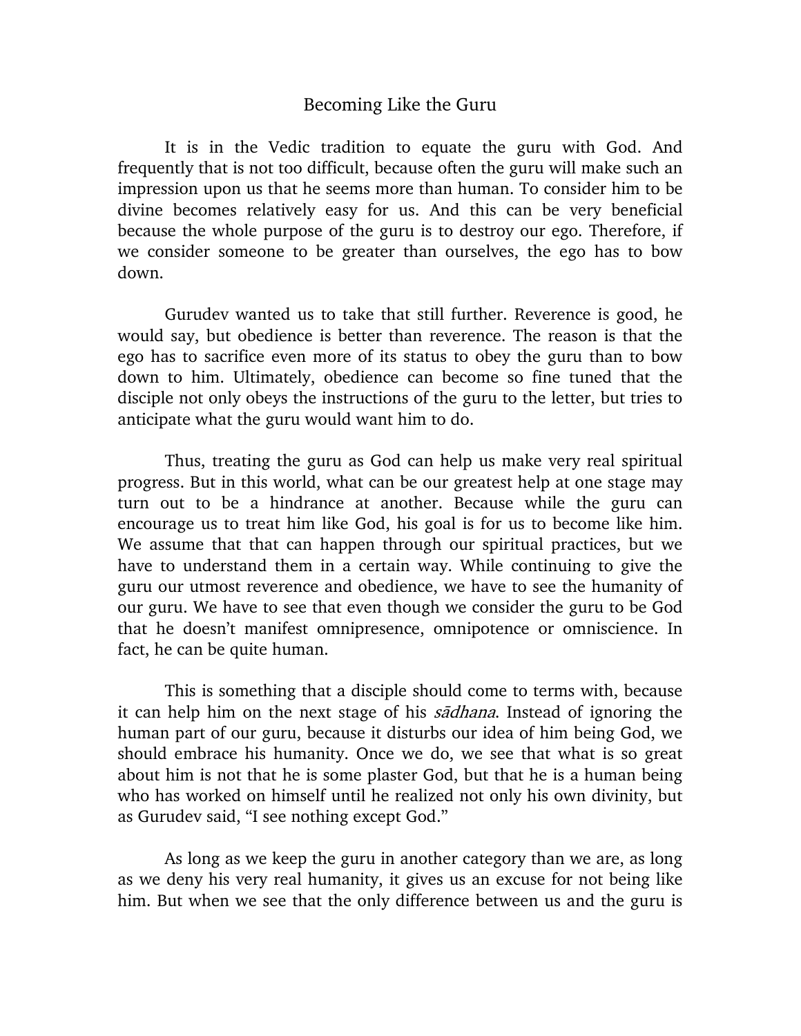# Becoming Like the Guru

It is in the Vedic tradition to equate the guru with God. And frequently that is not too difficult, because often the guru will make such an impression upon us that he seems more than human. To consider him to be divine becomes relatively easy for us. And this can be very beneficial because the whole purpose of the guru is to destroy our ego. Therefore, if we consider someone to be greater than ourselves, the ego has to bow down.

Gurudev wanted us to take that still further. Reverence is good, he would say, but obedience is better than reverence. The reason is that the ego has to sacrifice even more of its status to obey the guru than to bow down to him. Ultimately, obedience can become so fine tuned that the disciple not only obeys the instructions of the guru to the letter, but tries to anticipate what the guru would want him to do.

Thus, treating the guru as God can help us make very real spiritual progress. But in this world, what can be our greatest help at one stage may turn out to be a hindrance at another. Because while the guru can encourage us to treat him like God, his goal is for us to become like him. We assume that that can happen through our spiritual practices, but we have to understand them in a certain way. While continuing to give the guru our utmost reverence and obedience, we have to see the humanity of our guru. We have to see that even though we consider the guru to be God that he doesn't manifest omnipresence, omnipotence or omniscience. In fact, he can be quite human.

This is something that a disciple should come to terms with, because it can help him on the next stage of his *sādhana*. Instead of ignoring the human part of our guru, because it disturbs our idea of him being God, we should embrace his humanity. Once we do, we see that what is so great about him is not that he is some plaster God, but that he is a human being who has worked on himself until he realized not only his own divinity, but as Gurudev said, "I see nothing except God."

As long as we keep the guru in another category than we are, as long as we deny his very real humanity, it gives us an excuse for not being like him. But when we see that the only difference between us and the guru is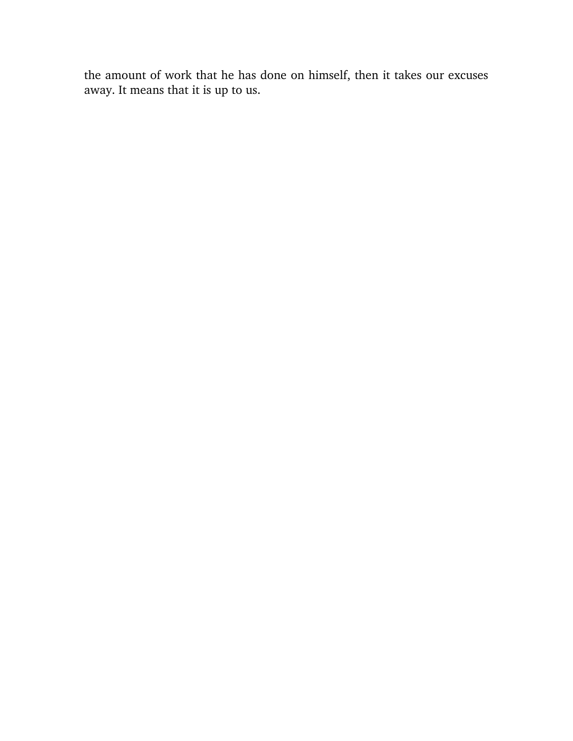the amount of work that he has done on himself, then it takes our excuses away. It means that it is up to us.